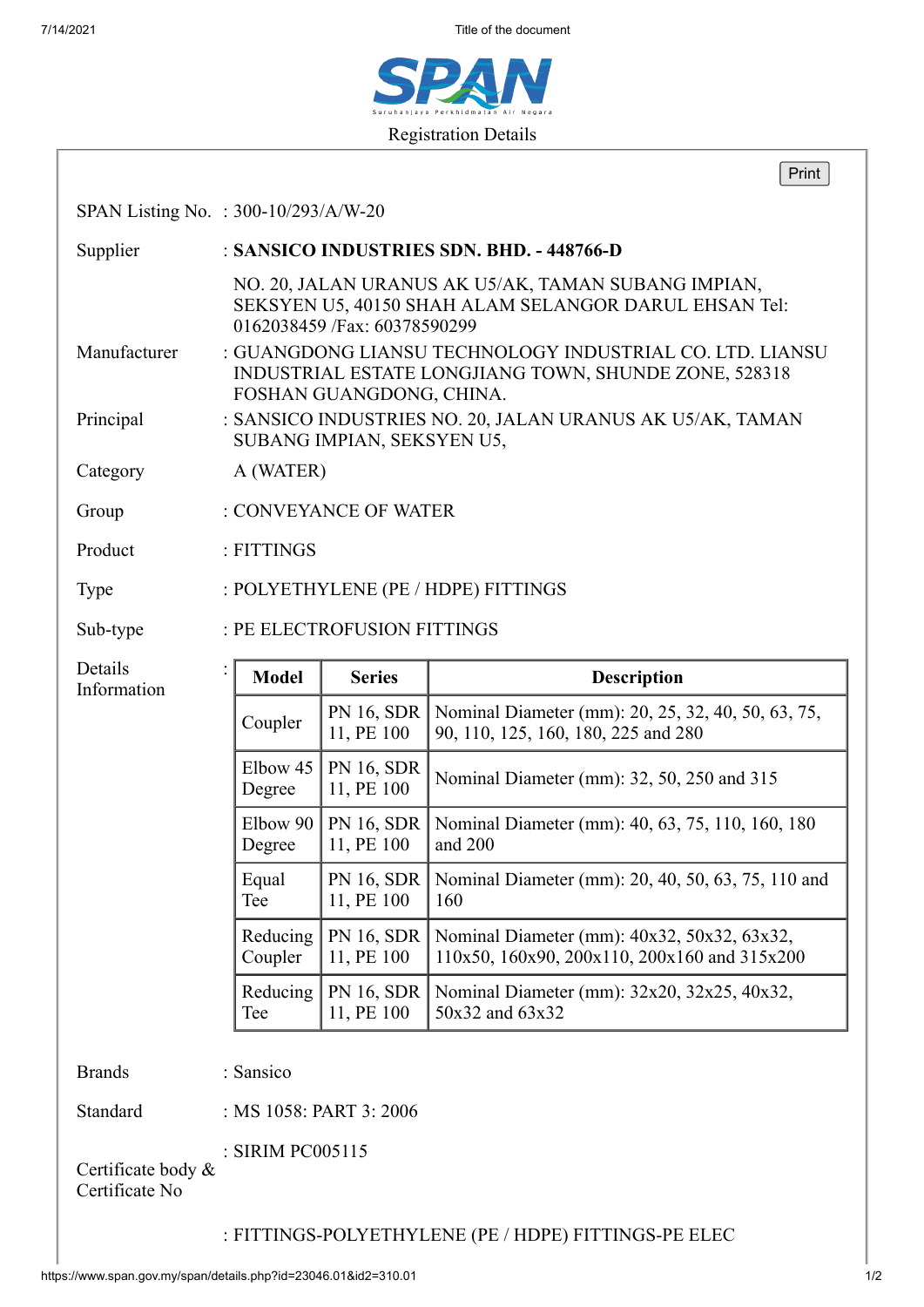Registration Details

SPAN Listing No. : 300-10/293/A/W-20

Supplier : **SANSICO INDUSTRIES SDN. BHD. - 448766-D**

NO. 20, JALAN URANUS AK U5/AK, TAMAN SUBANG IMPIAN, SEKSYEN U5, 40150 SHAH ALAM SELANGOR DARUL EHSAN Tel: 0162038459 /Fax: 60378590299

Manufacturer : GUANGDONG LIANSU TECHNOLOGY INDUSTRIAL CO. LTD. LIANSU INDUSTRIAL ESTATE LONGJIANG TOWN, SHUNDE ZONE, 528318 FOSHAN GUANGDONG, CHINA.

Principal : SANSICO INDUSTRIES NO. 20, JALAN URANUS AK U5/AK, TAMAN SUBANG IMPIAN, SEKSYEN U5,

Category A (WATER)

Group : CONVEYANCE OF WATER

Product : FITTINGS

Type : POLYETHYLENE (PE / HDPE) FITTINGS

Sub-type : PE ELECTROFUSION FITTINGS

Details Information :

| Model | Series | Description |
|---|---|---|
| Coupler | PN 16, SDR 11, PE 100 | Nominal Diameter (mm): 20, 25, 32, 40, 50, 63, 75, 90, 110, 125, 160, 180, 225 and 280 |
| Elbow 45 Degree | PN 16, SDR 11, PE 100 | Nominal Diameter (mm): 32, 50, 250 and 315 |
| Elbow 90 Degree | PN 16, SDR 11, PE 100 | Nominal Diameter (mm): 40, 63, 75, 110, 160, 180 and 200 |
| Equal Tee | PN 16, SDR 11, PE 100 | Nominal Diameter (mm): 20, 40, 50, 63, 75, 110 and 160 |
| Reducing Coupler | PN 16, SDR 11, PE 100 | Nominal Diameter (mm): 40x32, 50x32, 63x32, 110x50, 160x90, 200x110, 200x160 and 315x200 |
| Reducing Tee | PN 16, SDR 11, PE 100 | Nominal Diameter (mm): 32x20, 32x25, 40x32, 50x32 and 63x32 |

Brands : Sansico

Standard : MS 1058: PART 3: 2006

Certificate body & Certificate No : SIRIM PC005115

: FITTINGS-POLYETHYLENE (PE / HDPE) FITTINGS-PE ELEC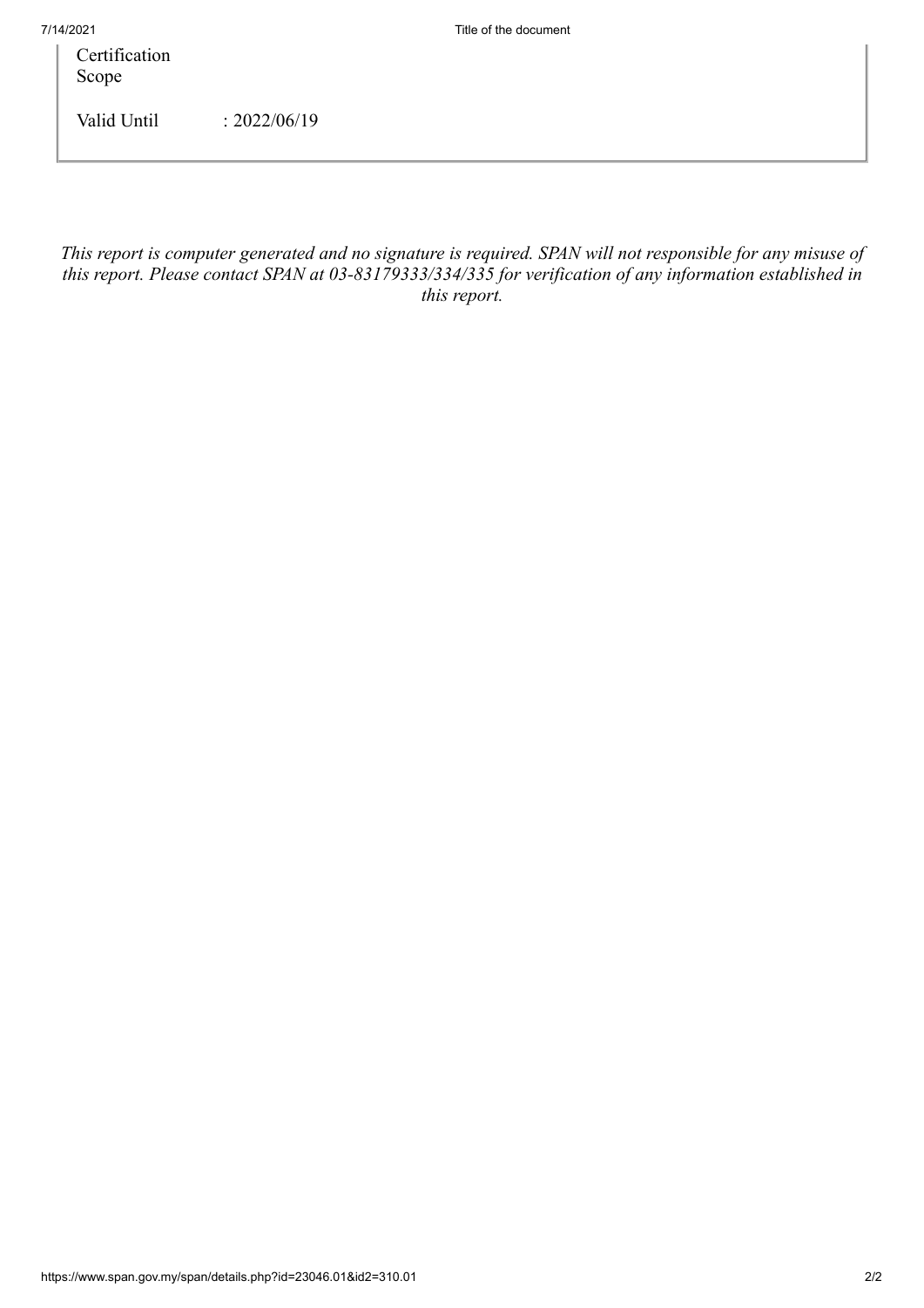| | |
|---|---|
| Certification Scope | |
| Valid Until | : 2022/06/19 |

*This report is computer generated and no signature is required. SPAN will not responsible for any misuse of this report. Please contact SPAN at 03-83179333/334/335 for verification of any information established in this report.*